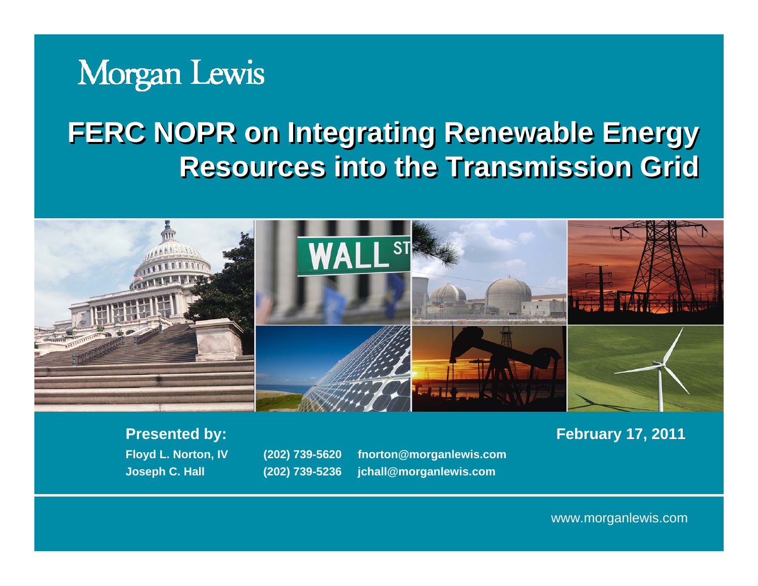Morgan Lewis

# FERC NOPR on Integrating Renewable Energy Resources into the Transmission Grid

**Presented by:**

**February 17, 2011**

| | | |
|---|---|---|
| **Floyd L. Norton, IV** | **(202) 739-5620** | **fnorton@morganlewis.com** |
| **Joseph C. Hall** | **(202) 739-5236** | **jchall@morganlewis.com** |

www.morganlewis.com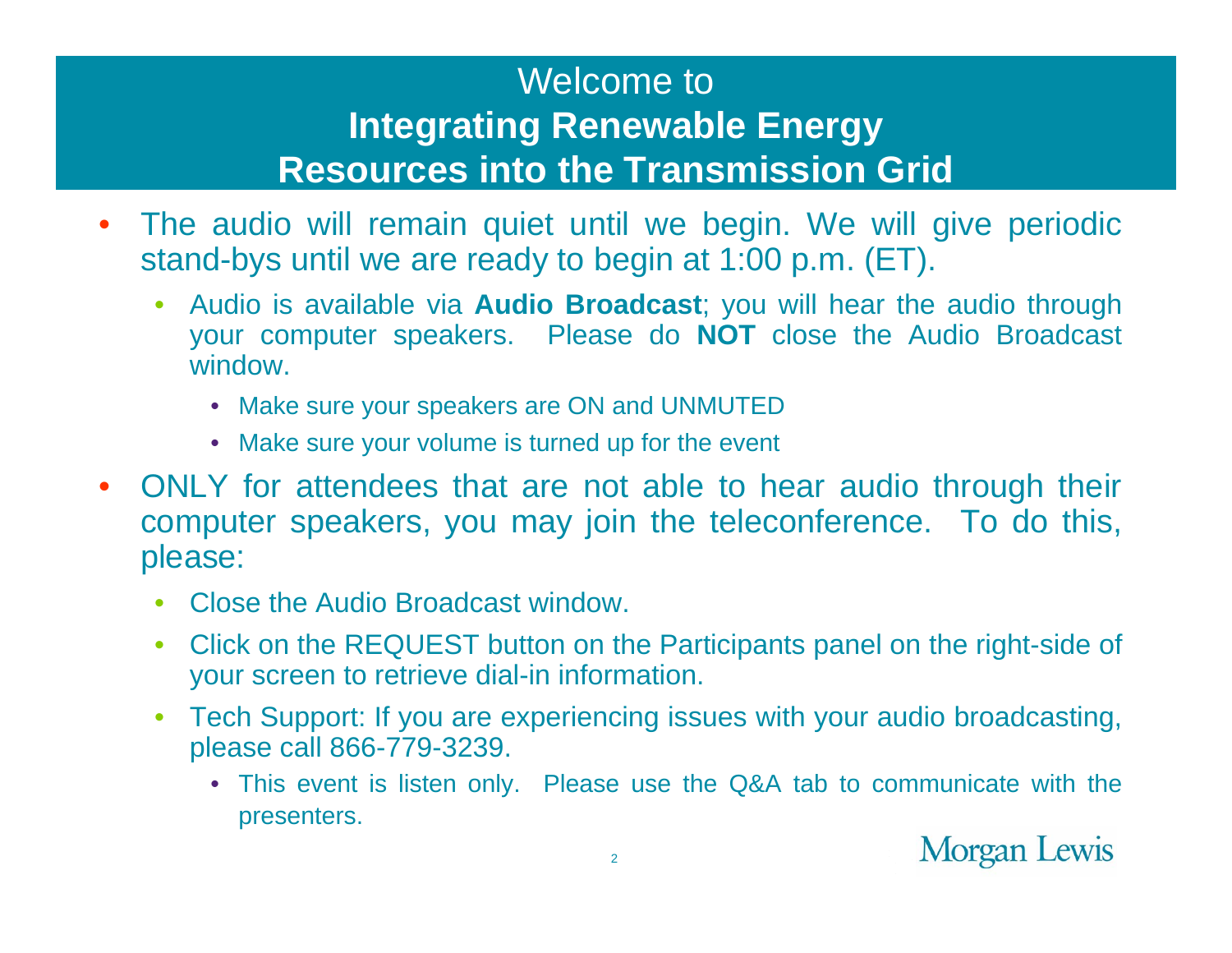# Welcome to
# **Integrating Renewable Energy Resources into the Transmission Grid**

- The audio will remain quiet until we begin. We will give periodic stand-bys until we are ready to begin at 1:00 p.m. (ET).
  - Audio is available via **Audio Broadcast**; you will hear the audio through your computer speakers. Please do **NOT** close the Audio Broadcast window.
    - Make sure your speakers are ON and UNMUTED
    - Make sure your volume is turned up for the event
- ONLY for attendees that are not able to hear audio through their computer speakers, you may join the teleconference. To do this, please:
  - Close the Audio Broadcast window.
  - Click on the REQUEST button on the Participants panel on the right-side of your screen to retrieve dial-in information.
  - Tech Support: If you are experiencing issues with your audio broadcasting, please call 866-779-3239.
    - This event is listen only. Please use the Q&A tab to communicate with the presenters.

Morgan Lewis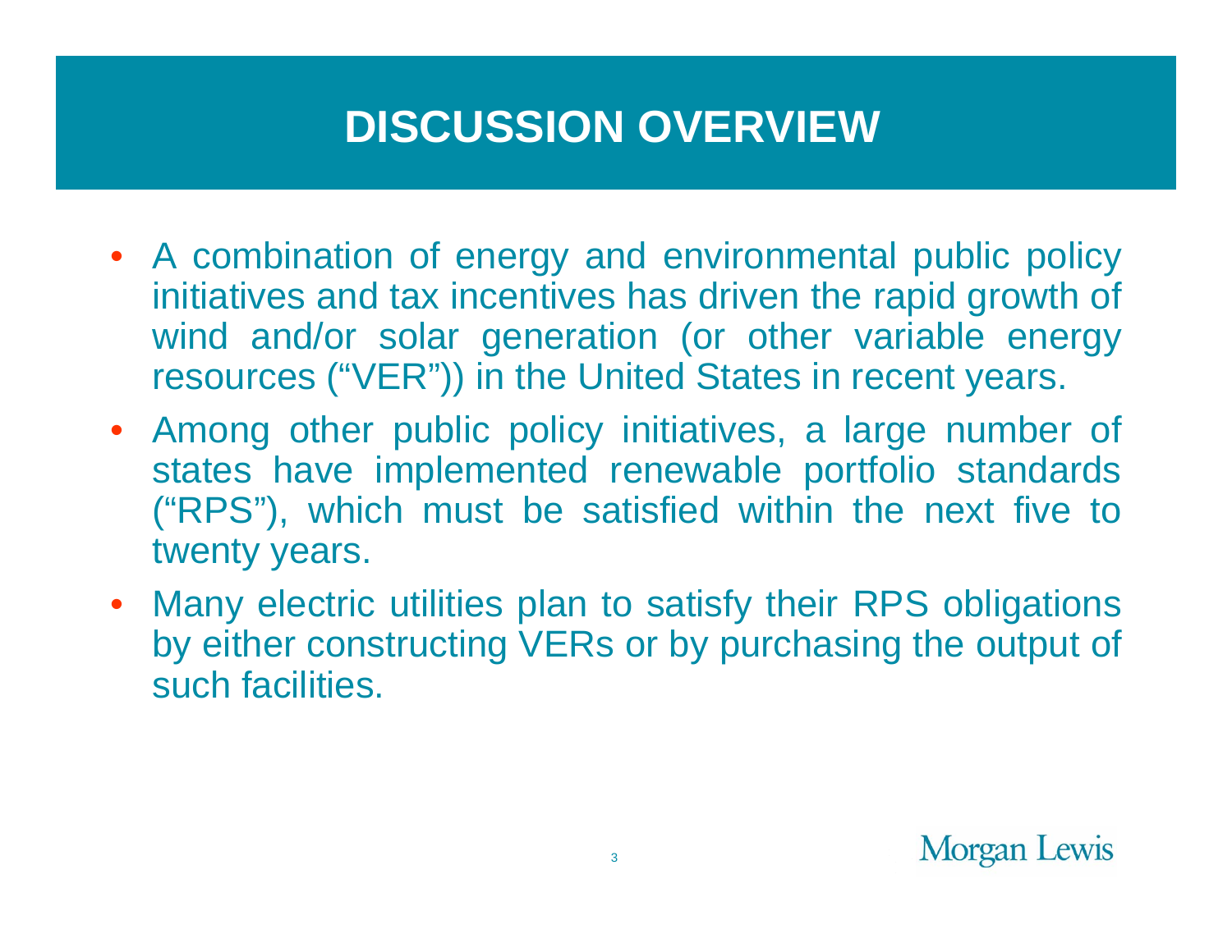# DISCUSSION OVERVIEW

- A combination of energy and environmental public policy initiatives and tax incentives has driven the rapid growth of wind and/or solar generation (or other variable energy resources ("VER")) in the United States in recent years.
- Among other public policy initiatives, a large number of states have implemented renewable portfolio standards ("RPS"), which must be satisfied within the next five to twenty years.
- Many electric utilities plan to satisfy their RPS obligations by either constructing VERs or by purchasing the output of such facilities.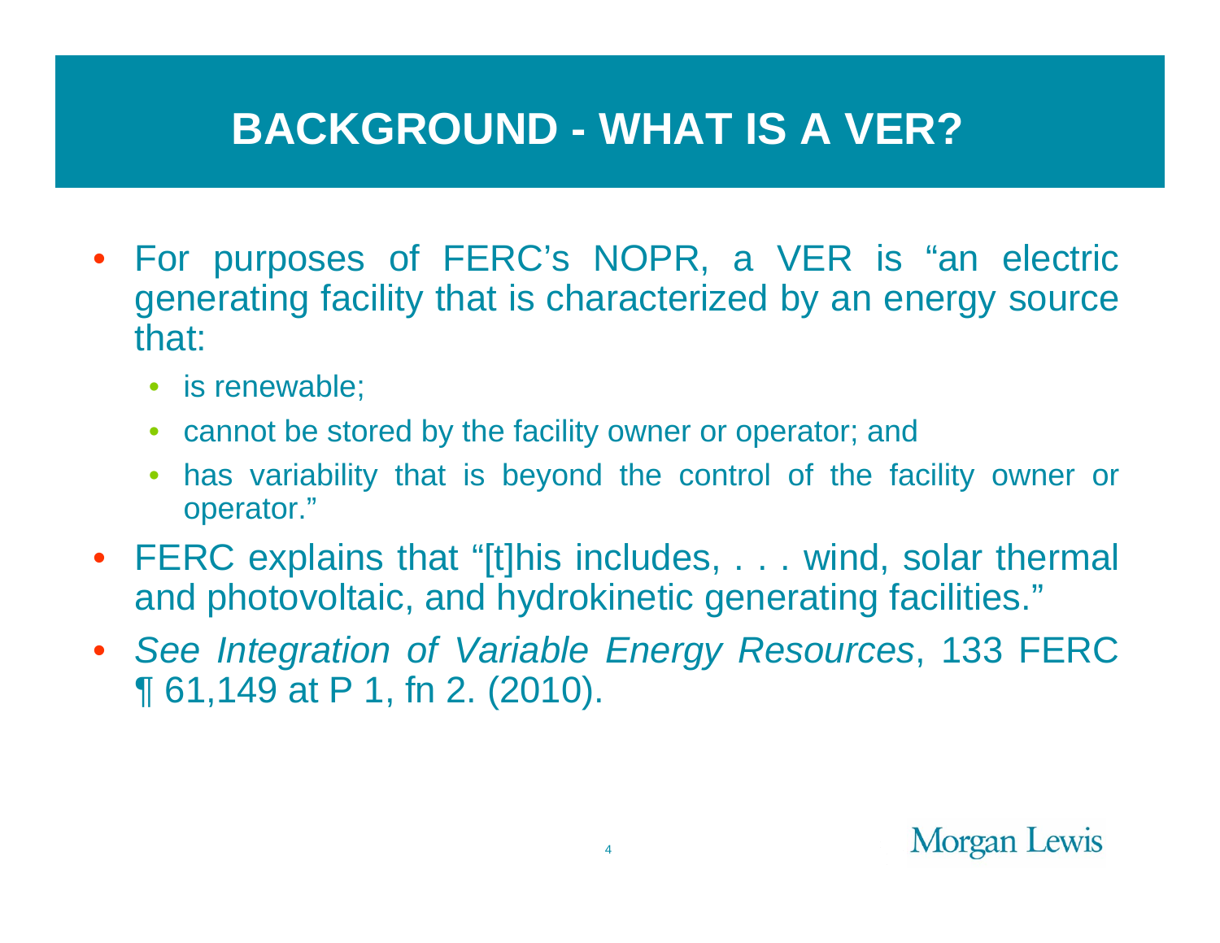# BACKGROUND - WHAT IS A VER?

- For purposes of FERC's NOPR, a VER is "an electric generating facility that is characterized by an energy source that:
  - is renewable;
  - cannot be stored by the facility owner or operator; and
  - has variability that is beyond the control of the facility owner or operator."
- FERC explains that "[t]his includes, . . . wind, solar thermal and photovoltaic, and hydrokinetic generating facilities."
- *See Integration of Variable Energy Resources*, 133 FERC ¶ 61,149 at P 1, fn 2. (2010).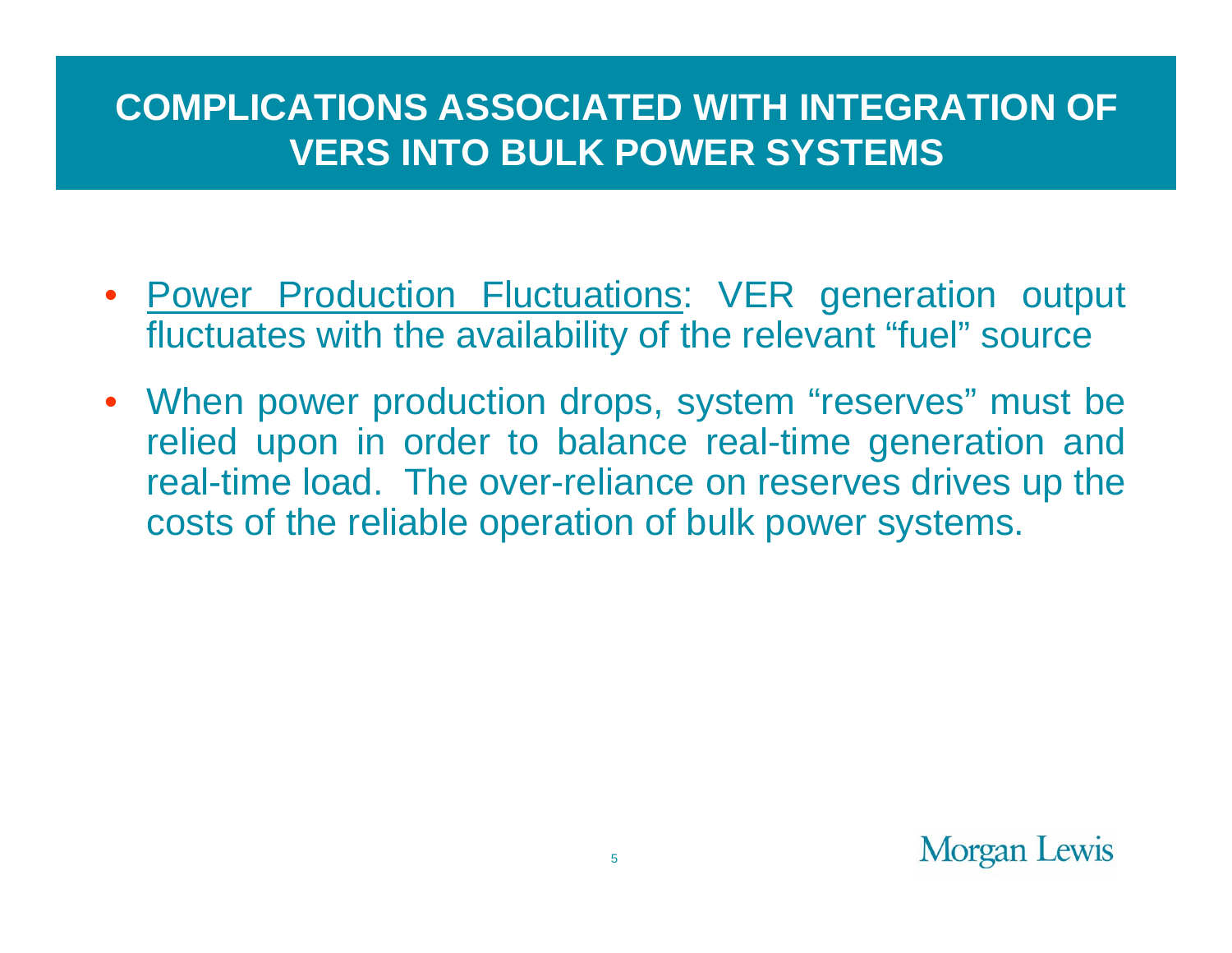# COMPLICATIONS ASSOCIATED WITH INTEGRATION OF VERS INTO BULK POWER SYSTEMS

- Power Production Fluctuations: VER generation output fluctuates with the availability of the relevant "fuel" source
- When power production drops, system "reserves" must be relied upon in order to balance real-time generation and real-time load. The over-reliance on reserves drives up the costs of the reliable operation of bulk power systems.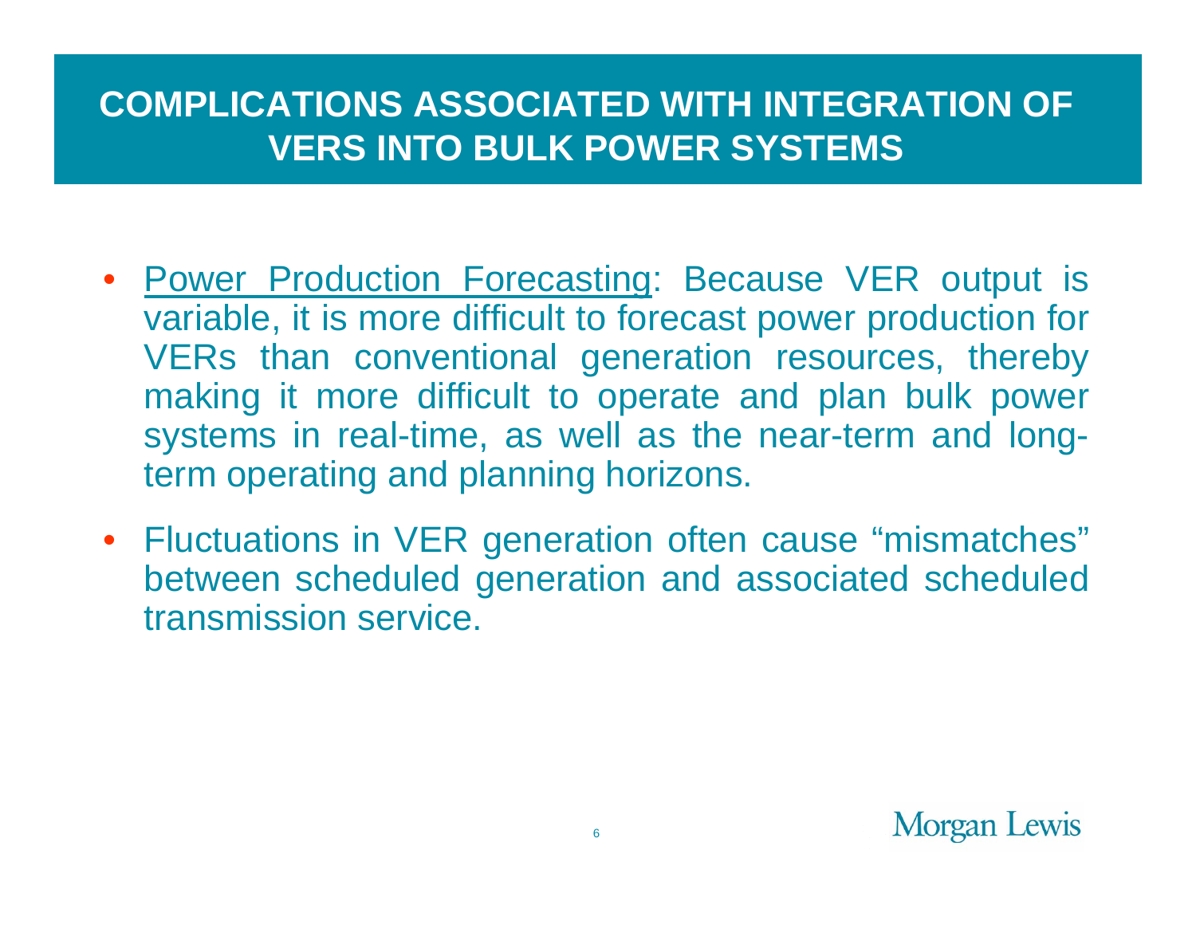# COMPLICATIONS ASSOCIATED WITH INTEGRATION OF VERS INTO BULK POWER SYSTEMS

- Power Production Forecasting: Because VER output is variable, it is more difficult to forecast power production for VERs than conventional generation resources, thereby making it more difficult to operate and plan bulk power systems in real-time, as well as the near-term and long-term operating and planning horizons.
- Fluctuations in VER generation often cause "mismatches" between scheduled generation and associated scheduled transmission service.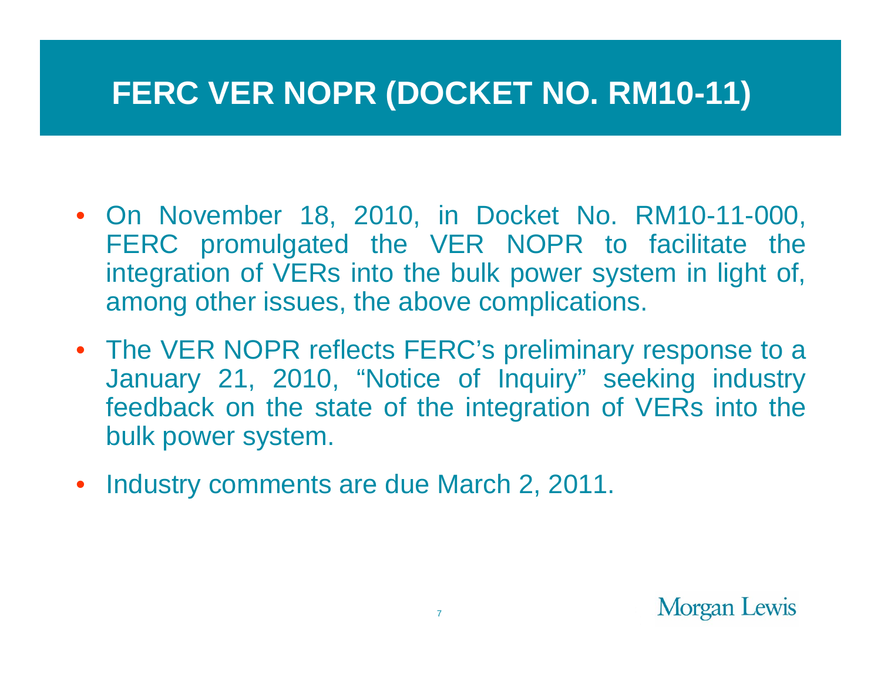# FERC VER NOPR (DOCKET NO. RM10-11)

- On November 18, 2010, in Docket No. RM10-11-000, FERC promulgated the VER NOPR to facilitate the integration of VERs into the bulk power system in light of, among other issues, the above complications.
- The VER NOPR reflects FERC's preliminary response to a January 21, 2010, "Notice of Inquiry" seeking industry feedback on the state of the integration of VERs into the bulk power system.
- Industry comments are due March 2, 2011.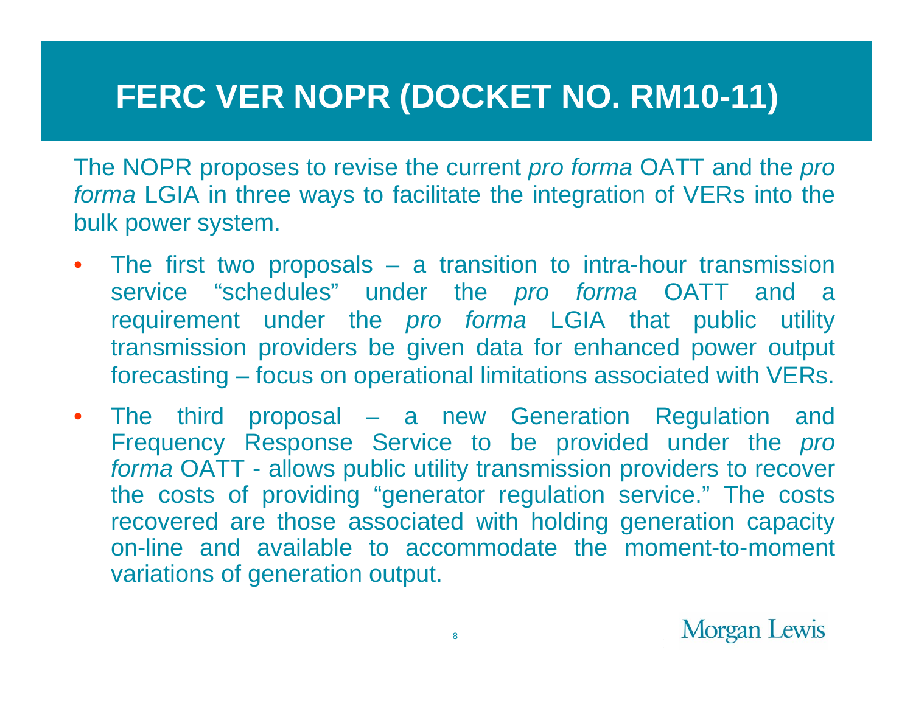# FERC VER NOPR (DOCKET NO. RM10-11)

The NOPR proposes to revise the current *pro forma* OATT and the *pro forma* LGIA in three ways to facilitate the integration of VERs into the bulk power system.

- The first two proposals – a transition to intra-hour transmission service "schedules" under the *pro forma* OATT and a requirement under the *pro forma* LGIA that public utility transmission providers be given data for enhanced power output forecasting – focus on operational limitations associated with VERs.
- The third proposal – a new Generation Regulation and Frequency Response Service to be provided under the *pro forma* OATT - allows public utility transmission providers to recover the costs of providing "generator regulation service." The costs recovered are those associated with holding generation capacity on-line and available to accommodate the moment-to-moment variations of generation output.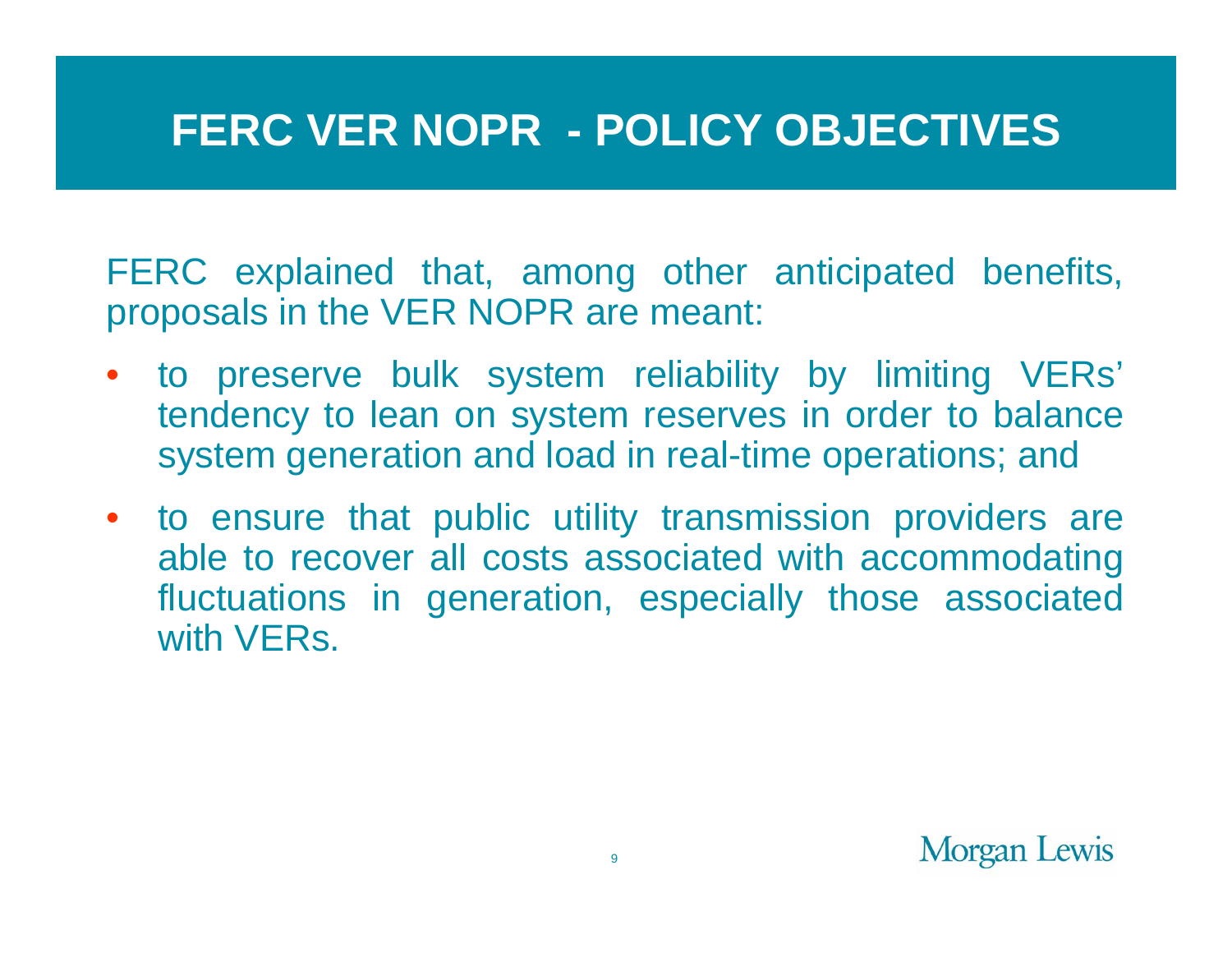# FERC VER NOPR - POLICY OBJECTIVES

FERC explained that, among other anticipated benefits, proposals in the VER NOPR are meant:

- to preserve bulk system reliability by limiting VERs' tendency to lean on system reserves in order to balance system generation and load in real-time operations; and
- to ensure that public utility transmission providers are able to recover all costs associated with accommodating fluctuations in generation, especially those associated with VERs.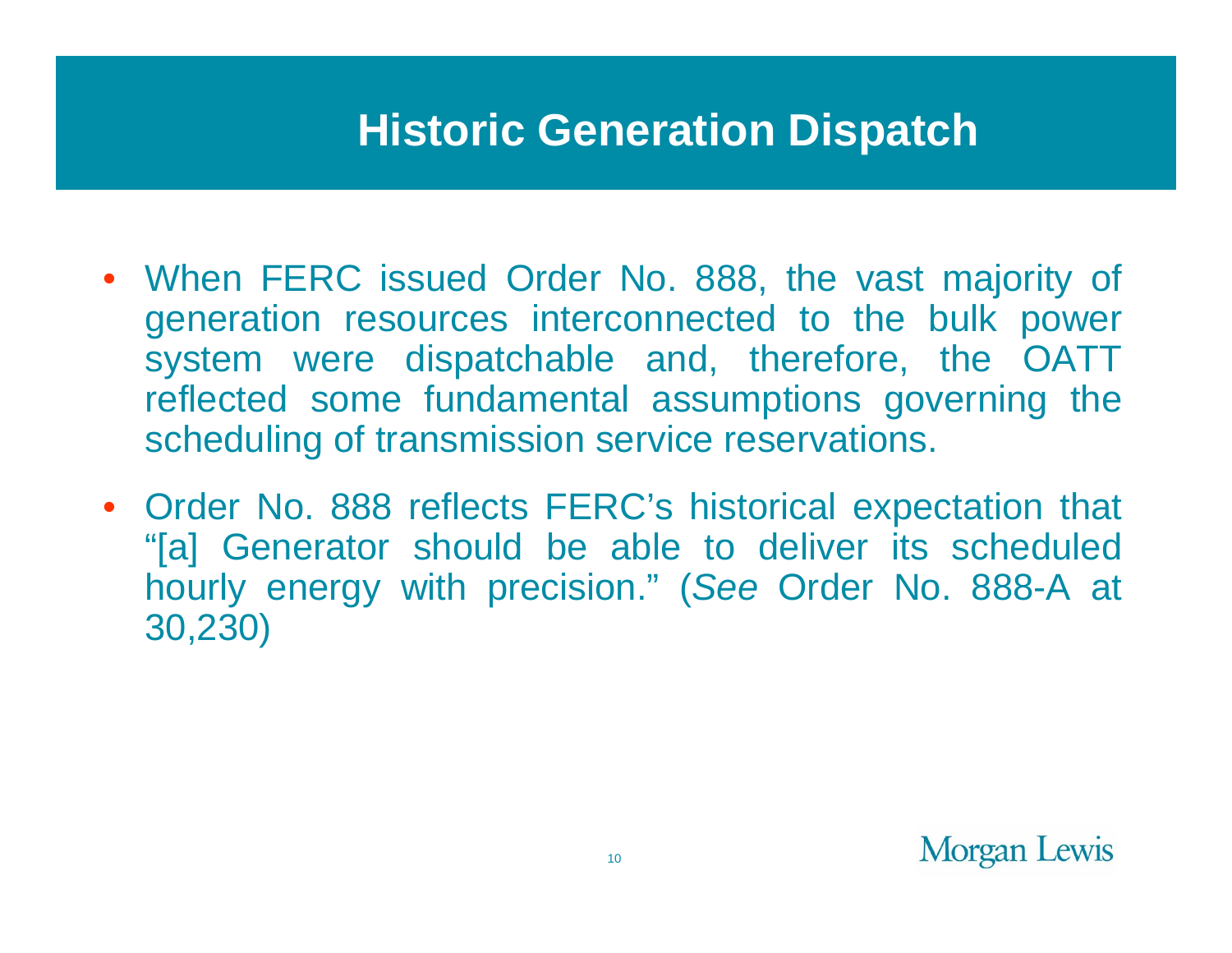# Historic Generation Dispatch

- When FERC issued Order No. 888, the vast majority of generation resources interconnected to the bulk power system were dispatchable and, therefore, the OATT reflected some fundamental assumptions governing the scheduling of transmission service reservations.
- Order No. 888 reflects FERC's historical expectation that "[a] Generator should be able to deliver its scheduled hourly energy with precision." (*See* Order No. 888-A at 30,230)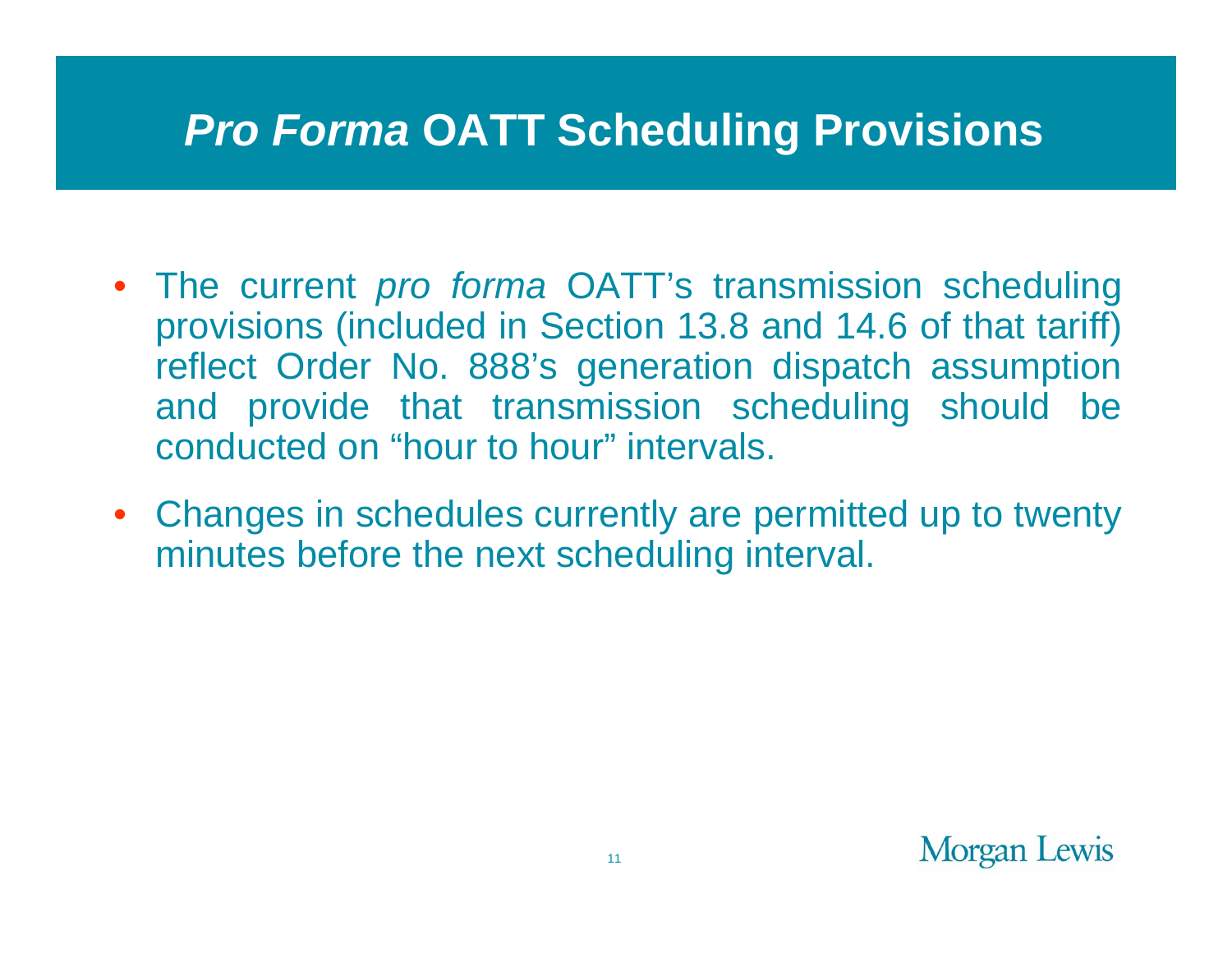# *Pro Forma* OATT Scheduling Provisions

- The current *pro forma* OATT's transmission scheduling provisions (included in Section 13.8 and 14.6 of that tariff) reflect Order No. 888's generation dispatch assumption and provide that transmission scheduling should be conducted on "hour to hour" intervals.
- Changes in schedules currently are permitted up to twenty minutes before the next scheduling interval.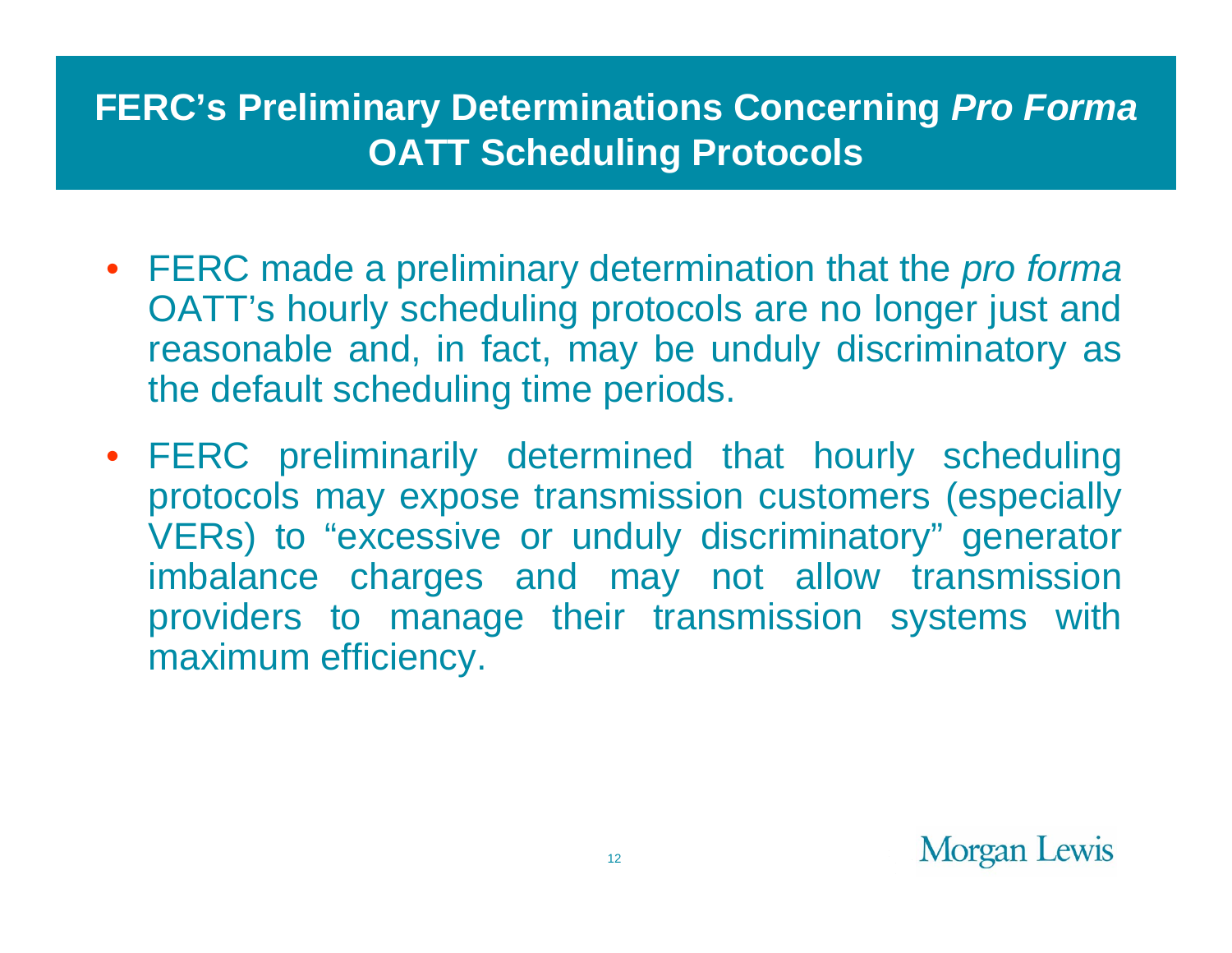## FERC's Preliminary Determinations Concerning *Pro Forma* OATT Scheduling Protocols

- FERC made a preliminary determination that the *pro forma* OATT's hourly scheduling protocols are no longer just and reasonable and, in fact, may be unduly discriminatory as the default scheduling time periods.
- FERC preliminarily determined that hourly scheduling protocols may expose transmission customers (especially VERs) to "excessive or unduly discriminatory" generator imbalance charges and may not allow transmission providers to manage their transmission systems with maximum efficiency.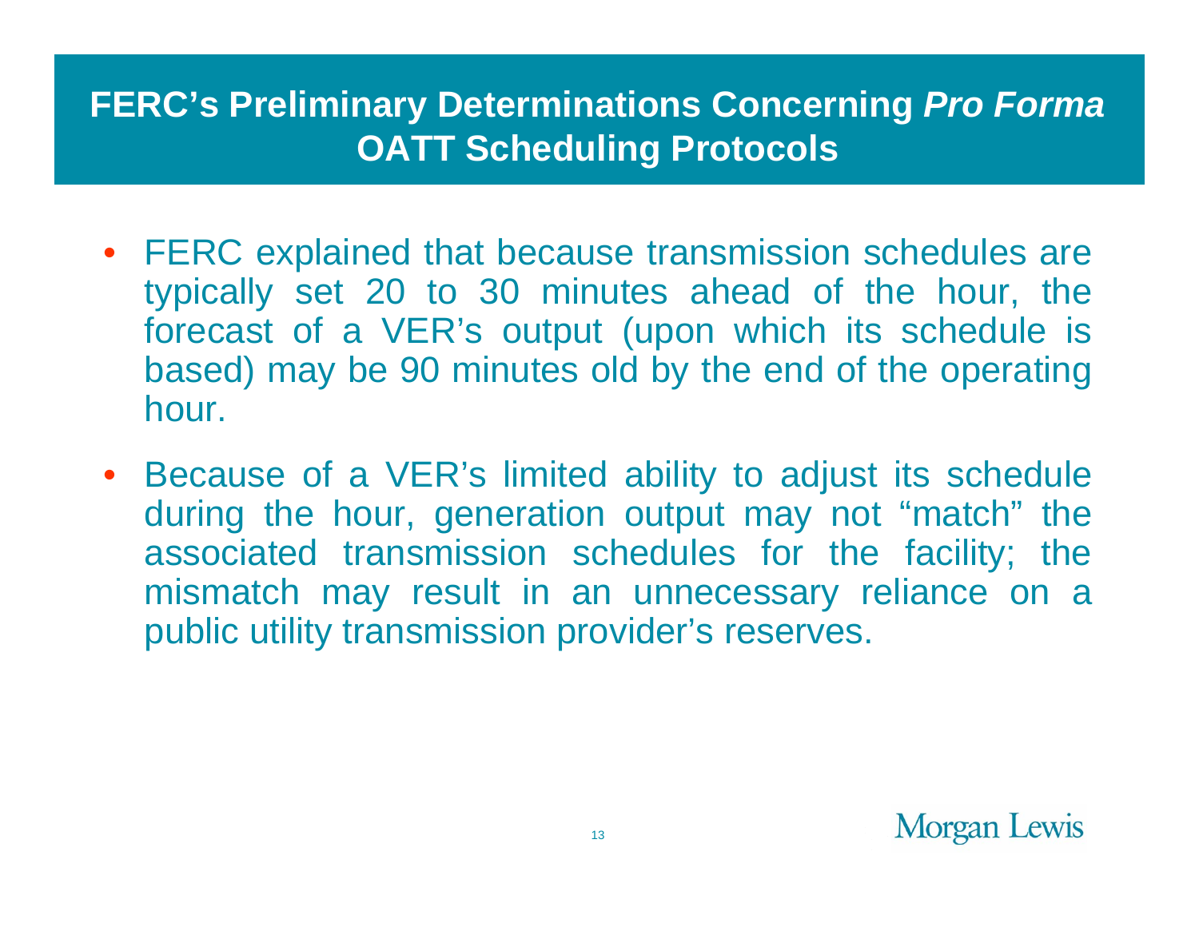# FERC's Preliminary Determinations Concerning *Pro Forma* OATT Scheduling Protocols

- FERC explained that because transmission schedules are typically set 20 to 30 minutes ahead of the hour, the forecast of a VER's output (upon which its schedule is based) may be 90 minutes old by the end of the operating hour.
- Because of a VER's limited ability to adjust its schedule during the hour, generation output may not "match" the associated transmission schedules for the facility; the mismatch may result in an unnecessary reliance on a public utility transmission provider's reserves.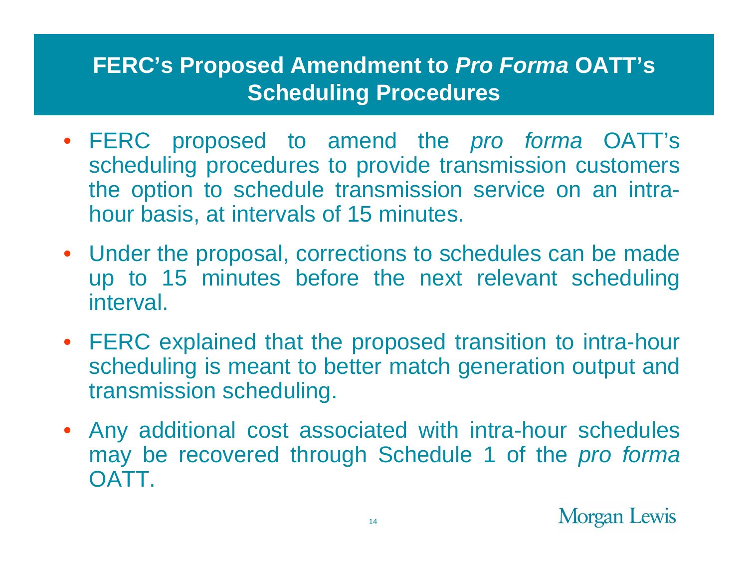# FERC's Proposed Amendment to *Pro Forma* OATT's Scheduling Procedures

- FERC proposed to amend the *pro forma* OATT's scheduling procedures to provide transmission customers the option to schedule transmission service on an intra-hour basis, at intervals of 15 minutes.
- Under the proposal, corrections to schedules can be made up to 15 minutes before the next relevant scheduling interval.
- FERC explained that the proposed transition to intra-hour scheduling is meant to better match generation output and transmission scheduling.
- Any additional cost associated with intra-hour schedules may be recovered through Schedule 1 of the *pro forma* OATT.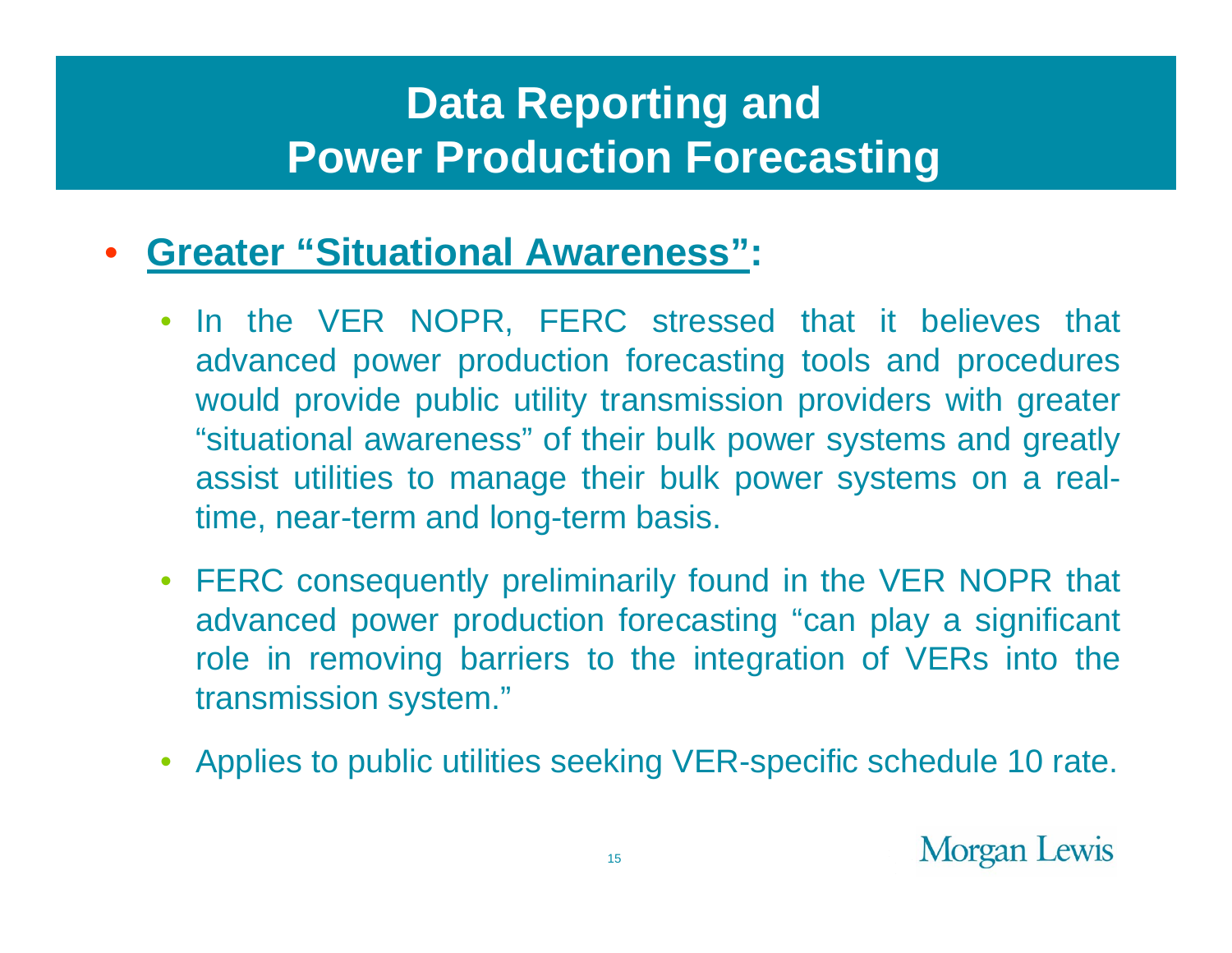# Data Reporting and Power Production Forecasting

- **<u>Greater "Situational Awareness"</u>:**
  - In the VER NOPR, FERC stressed that it believes that advanced power production forecasting tools and procedures would provide public utility transmission providers with greater "situational awareness" of their bulk power systems and greatly assist utilities to manage their bulk power systems on a real-time, near-term and long-term basis.
  - FERC consequently preliminarily found in the VER NOPR that advanced power production forecasting "can play a significant role in removing barriers to the integration of VERs into the transmission system."
  - Applies to public utilities seeking VER-specific schedule 10 rate.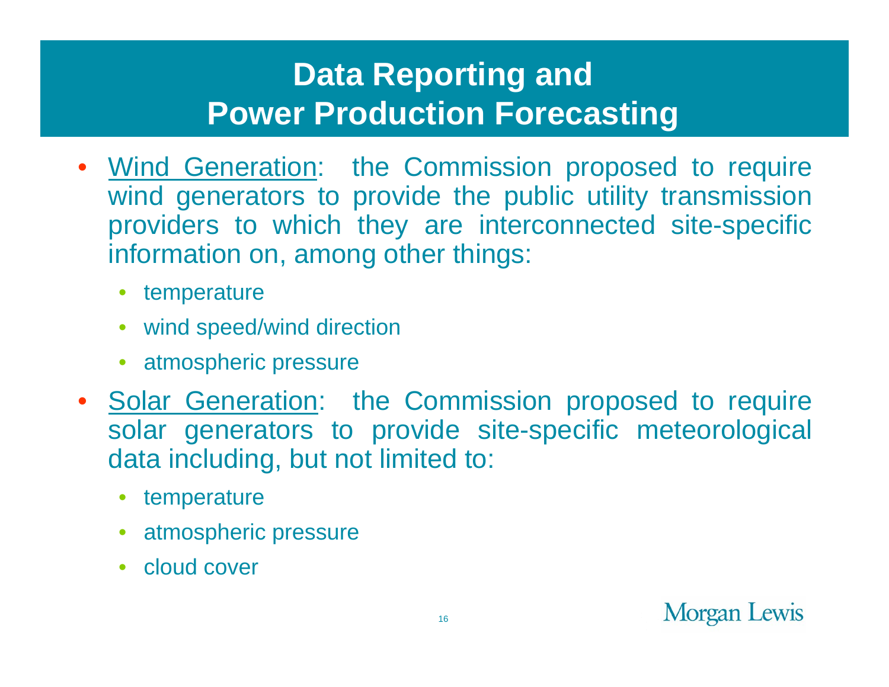# Data Reporting and Power Production Forecasting

- Wind Generation: the Commission proposed to require wind generators to provide the public utility transmission providers to which they are interconnected site-specific information on, among other things:
  - temperature
  - wind speed/wind direction
  - atmospheric pressure
- Solar Generation: the Commission proposed to require solar generators to provide site-specific meteorological data including, but not limited to:
  - temperature
  - atmospheric pressure
  - cloud cover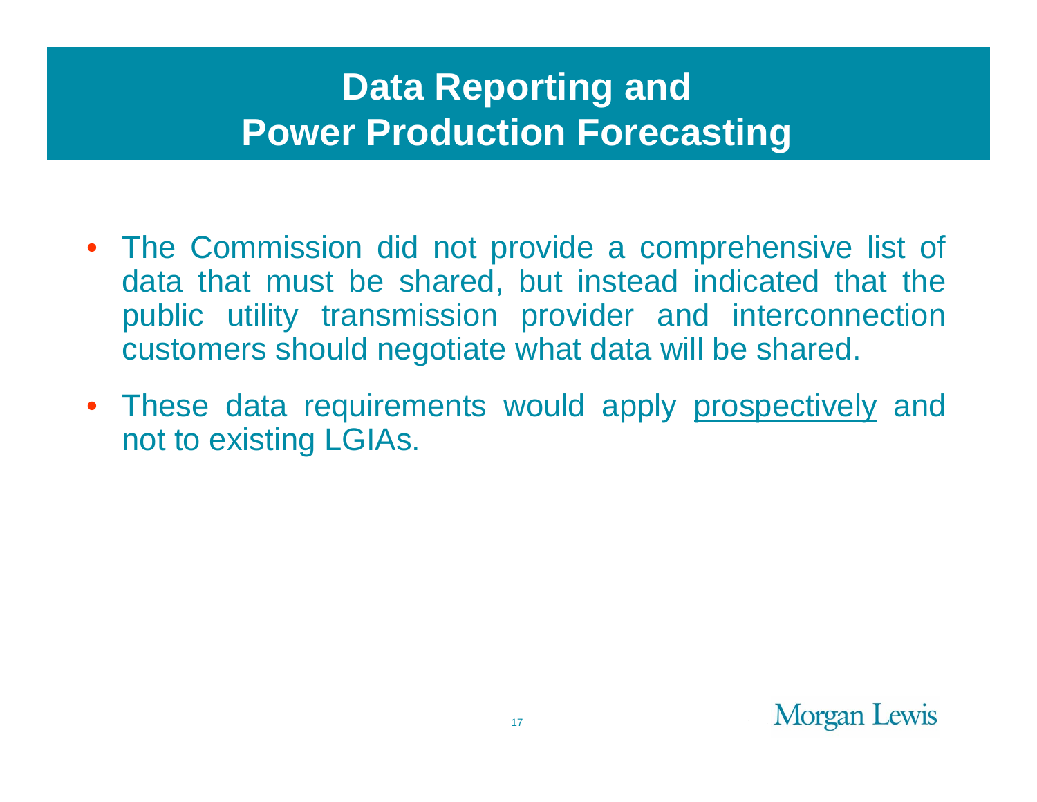# Data Reporting and Power Production Forecasting

- The Commission did not provide a comprehensive list of data that must be shared, but instead indicated that the public utility transmission provider and interconnection customers should negotiate what data will be shared.
- These data requirements would apply <u>prospectively</u> and not to existing LGIAs.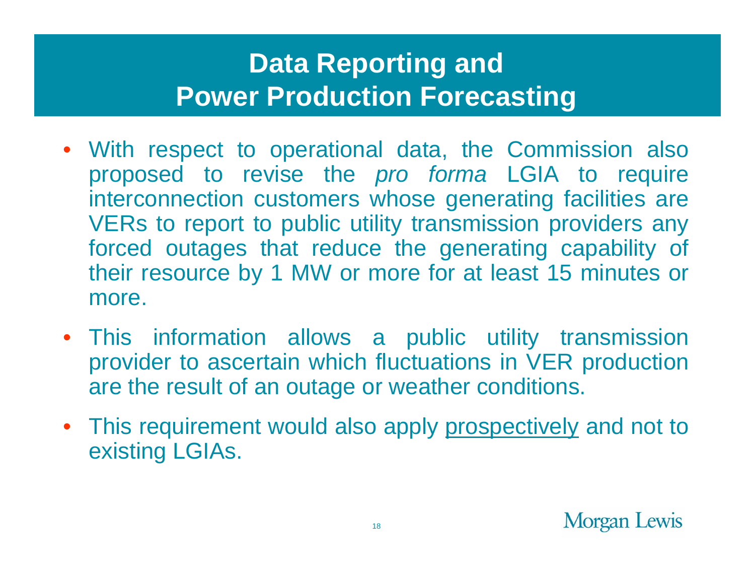# Data Reporting and Power Production Forecasting

- With respect to operational data, the Commission also proposed to revise the *pro forma* LGIA to require interconnection customers whose generating facilities are VERs to report to public utility transmission providers any forced outages that reduce the generating capability of their resource by 1 MW or more for at least 15 minutes or more.
- This information allows a public utility transmission provider to ascertain which fluctuations in VER production are the result of an outage or weather conditions.
- This requirement would also apply <u>prospectively</u> and not to existing LGIAs.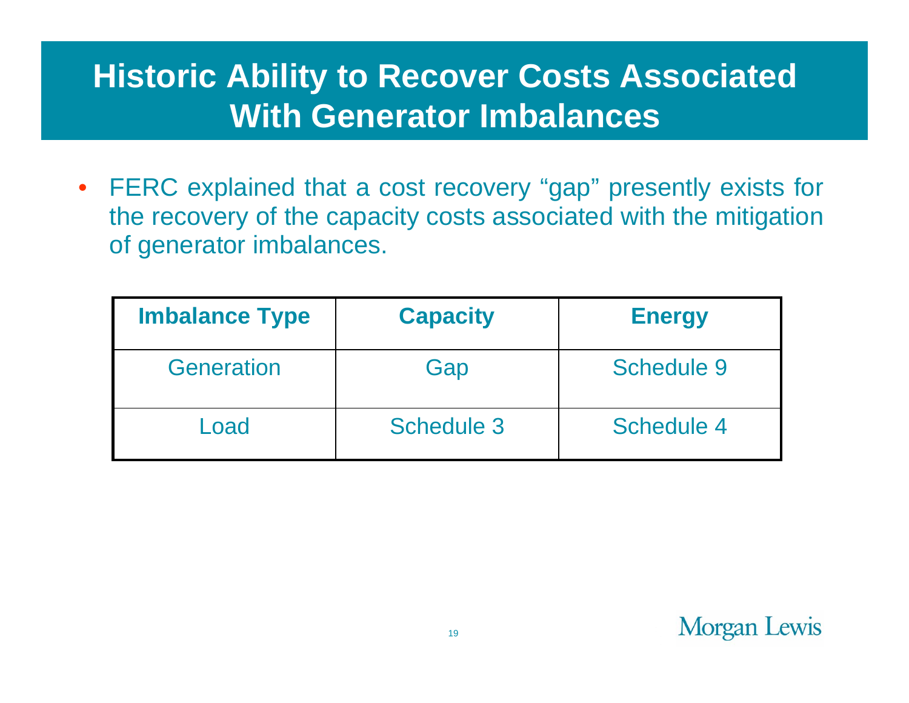# Historic Ability to Recover Costs Associated With Generator Imbalances

- FERC explained that a cost recovery “gap” presently exists for the recovery of the capacity costs associated with the mitigation of generator imbalances.

| Imbalance Type | Capacity | Energy |
|---|---|---|
| Generation | Gap | Schedule 9 |
| Load | Schedule 3 | Schedule 4 |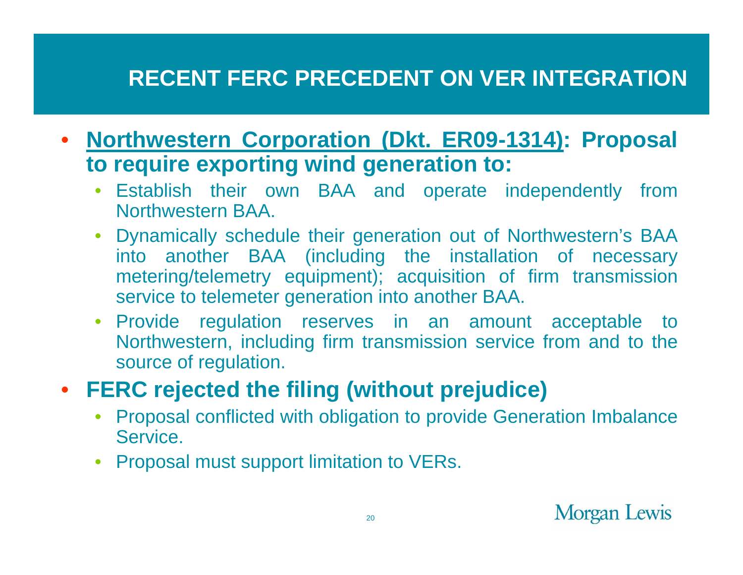# RECENT FERC PRECEDENT ON VER INTEGRATION

- **<u>Northwestern Corporation (Dkt. ER09-1314)</u>: Proposal to require exporting wind generation to:**
  - Establish their own BAA and operate independently from Northwestern BAA.
  - Dynamically schedule their generation out of Northwestern's BAA into another BAA (including the installation of necessary metering/telemetry equipment); acquisition of firm transmission service to telemeter generation into another BAA.
  - Provide regulation reserves in an amount acceptable to Northwestern, including firm transmission service from and to the source of regulation.
- **FERC rejected the filing (without prejudice)**
  - Proposal conflicted with obligation to provide Generation Imbalance Service.
  - Proposal must support limitation to VERs.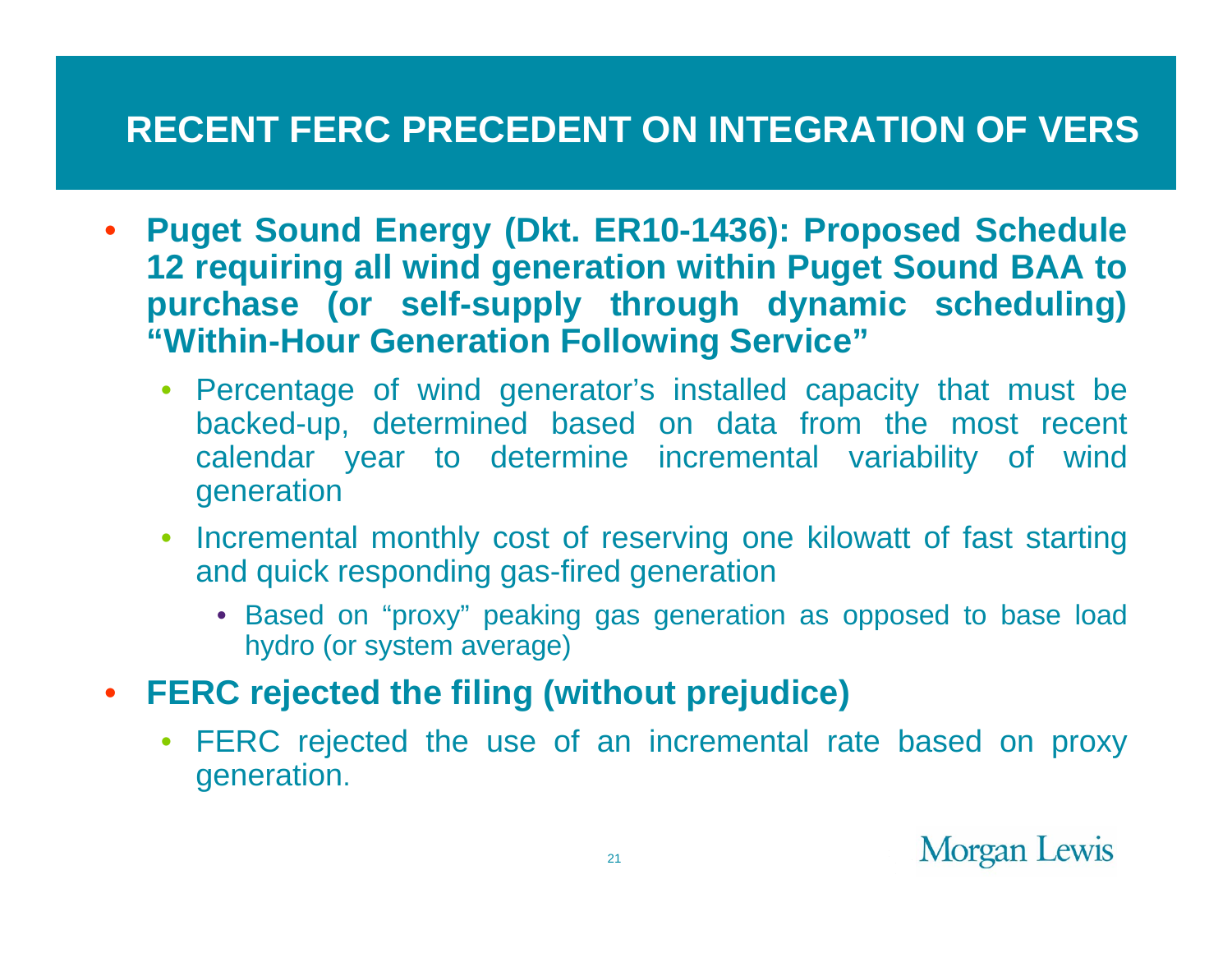# RECENT FERC PRECEDENT ON INTEGRATION OF VERS

- **Puget Sound Energy (Dkt. ER10-1436): Proposed Schedule 12 requiring all wind generation within Puget Sound BAA to purchase (or self-supply through dynamic scheduling) "Within-Hour Generation Following Service"**
  - Percentage of wind generator's installed capacity that must be backed-up, determined based on data from the most recent calendar year to determine incremental variability of wind generation
  - Incremental monthly cost of reserving one kilowatt of fast starting and quick responding gas-fired generation
    - Based on "proxy" peaking gas generation as opposed to base load hydro (or system average)
- **FERC rejected the filing (without prejudice)**
  - FERC rejected the use of an incremental rate based on proxy generation.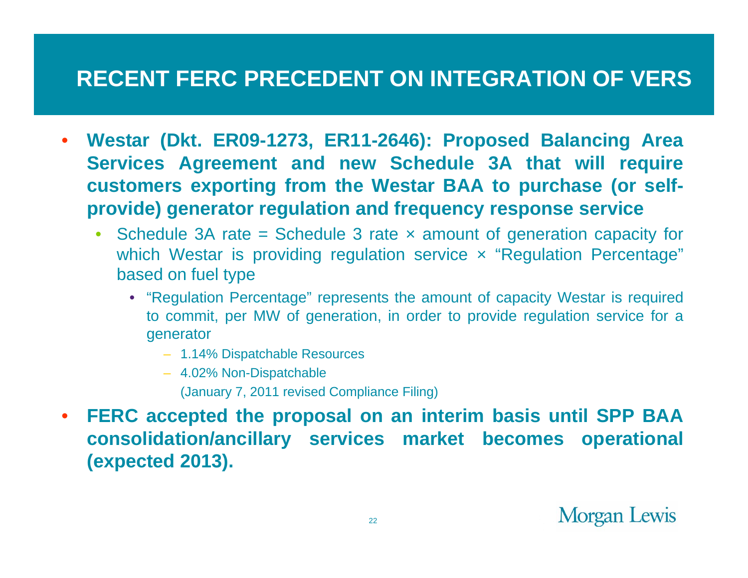# RECENT FERC PRECEDENT ON INTEGRATION OF VERS

- **Westar (Dkt. ER09-1273, ER11-2646): Proposed Balancing Area Services Agreement and new Schedule 3A that will require customers exporting from the Westar BAA to purchase (or self-provide) generator regulation and frequency response service**
  - Schedule 3A rate = Schedule 3 rate × amount of generation capacity for which Westar is providing regulation service × "Regulation Percentage" based on fuel type
    - "Regulation Percentage" represents the amount of capacity Westar is required to commit, per MW of generation, in order to provide regulation service for a generator
      - 1.14% Dispatchable Resources
      - 4.02% Non-Dispatchable

        (January 7, 2011 revised Compliance Filing)
- **FERC accepted the proposal on an interim basis until SPP BAA consolidation/ancillary services market becomes operational (expected 2013).**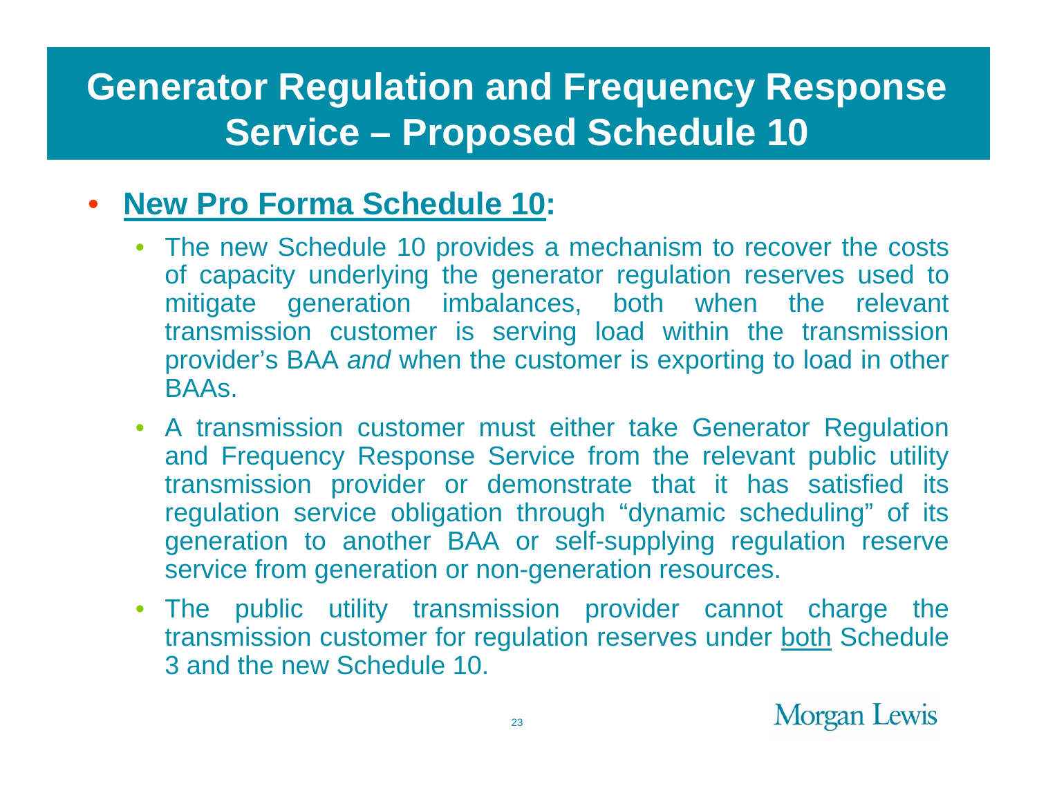# Generator Regulation and Frequency Response Service – Proposed Schedule 10

- **New Pro Forma Schedule 10:**
  - The new Schedule 10 provides a mechanism to recover the costs of capacity underlying the generator regulation reserves used to mitigate generation imbalances, both when the relevant transmission customer is serving load within the transmission provider's BAA *and* when the customer is exporting to load in other BAAs.
  - A transmission customer must either take Generator Regulation and Frequency Response Service from the relevant public utility transmission provider or demonstrate that it has satisfied its regulation service obligation through "dynamic scheduling" of its generation to another BAA or self-supplying regulation reserve service from generation or non-generation resources.
  - The public utility transmission provider cannot charge the transmission customer for regulation reserves under both Schedule 3 and the new Schedule 10.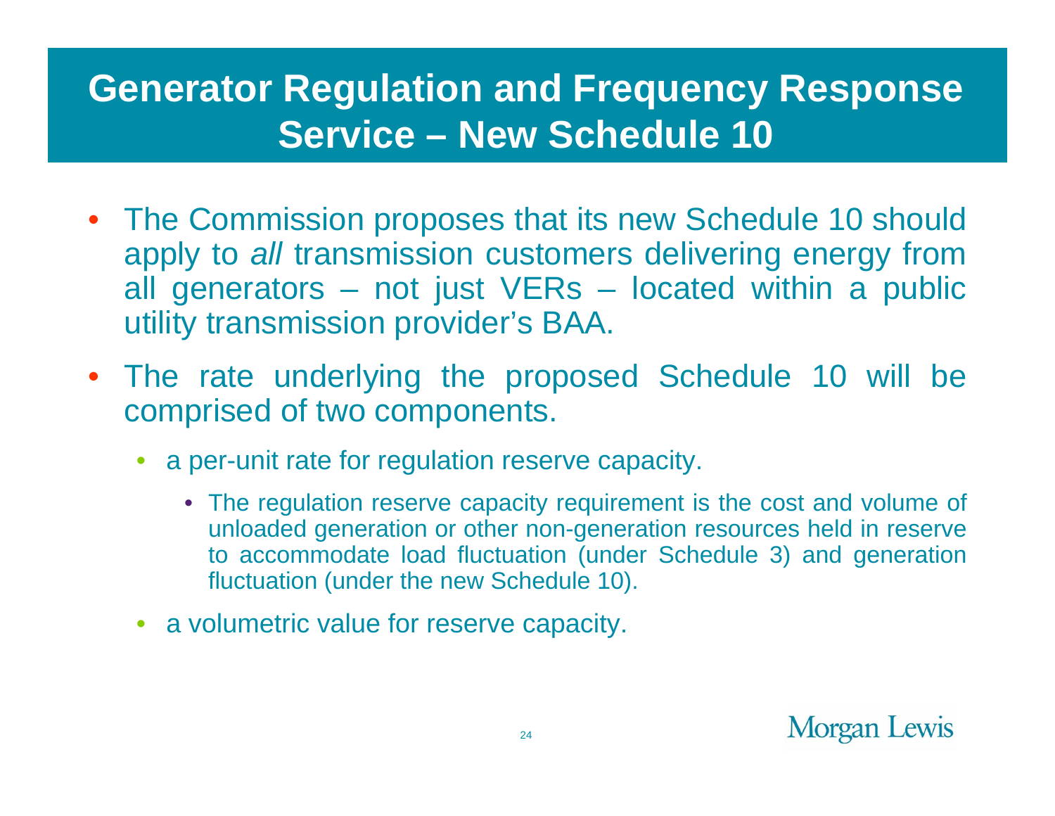# Generator Regulation and Frequency Response Service – New Schedule 10

- The Commission proposes that its new Schedule 10 should apply to *all* transmission customers delivering energy from all generators – not just VERs – located within a public utility transmission provider's BAA.
- The rate underlying the proposed Schedule 10 will be comprised of two components.
  - a per-unit rate for regulation reserve capacity.
    - The regulation reserve capacity requirement is the cost and volume of unloaded generation or other non-generation resources held in reserve to accommodate load fluctuation (under Schedule 3) and generation fluctuation (under the new Schedule 10).
  - a volumetric value for reserve capacity.

Morgan Lewis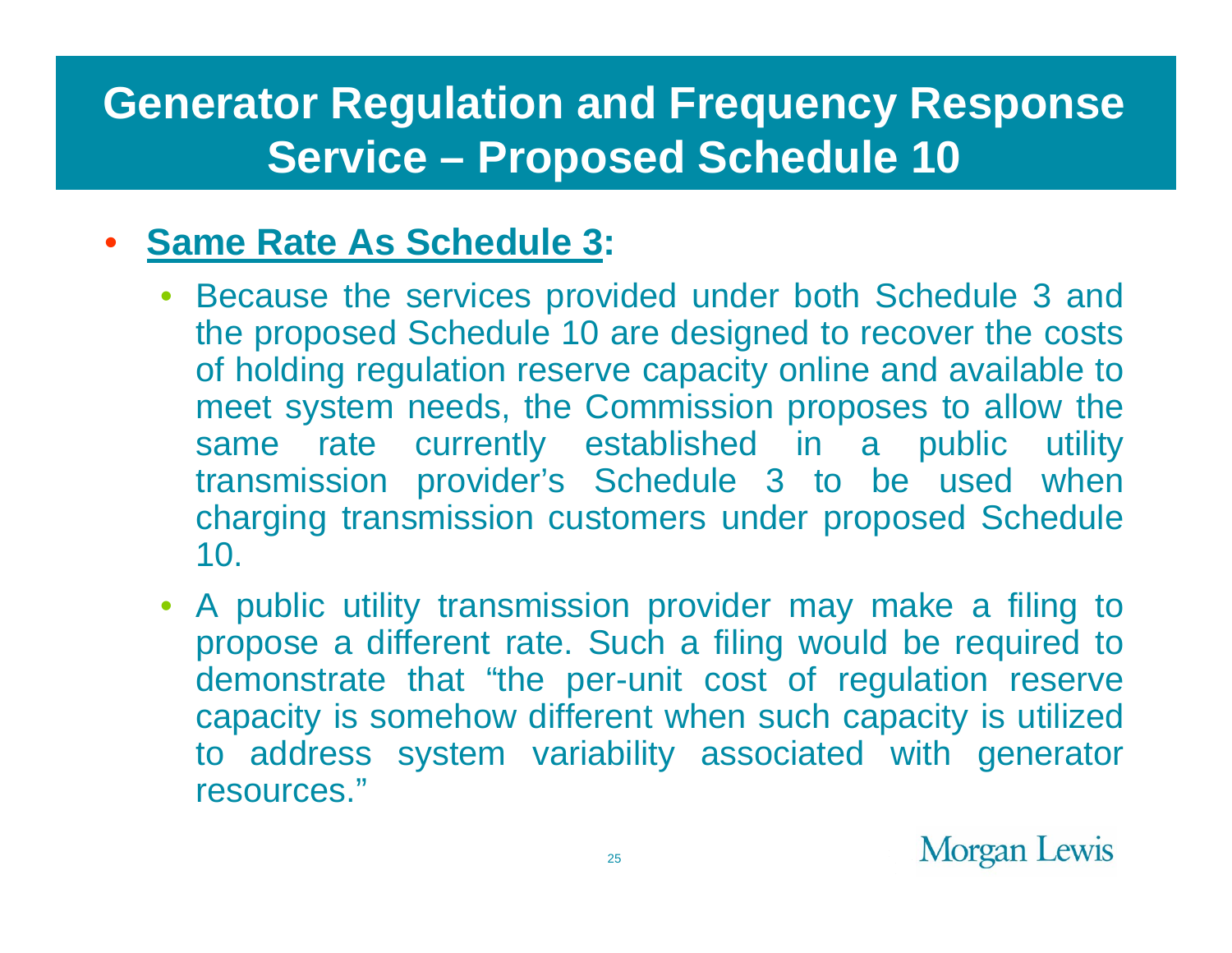# Generator Regulation and Frequency Response Service – Proposed Schedule 10

- **Same Rate As Schedule 3:**
  - Because the services provided under both Schedule 3 and the proposed Schedule 10 are designed to recover the costs of holding regulation reserve capacity online and available to meet system needs, the Commission proposes to allow the same rate currently established in a public utility transmission provider's Schedule 3 to be used when charging transmission customers under proposed Schedule 10.
  - A public utility transmission provider may make a filing to propose a different rate. Such a filing would be required to demonstrate that "the per-unit cost of regulation reserve capacity is somehow different when such capacity is utilized to address system variability associated with generator resources."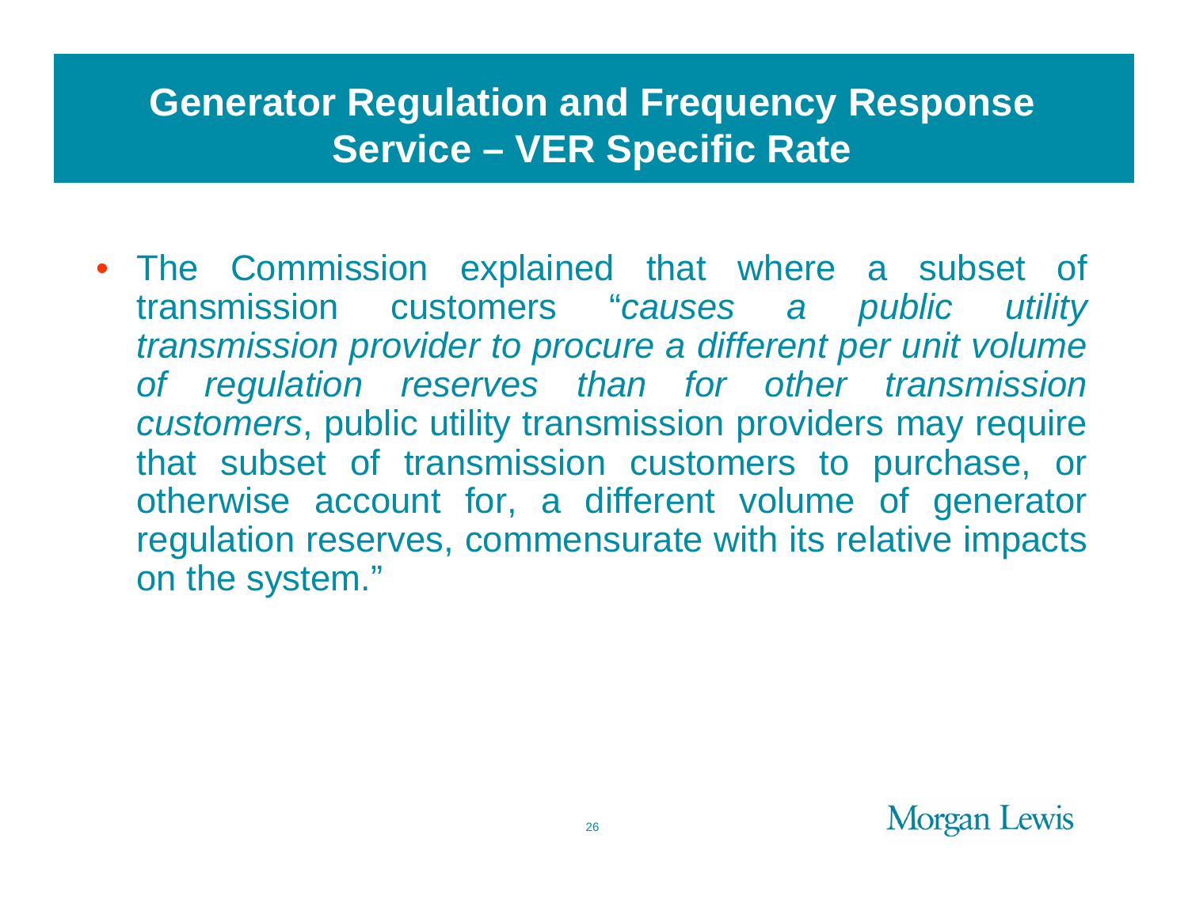# Generator Regulation and Frequency Response Service – VER Specific Rate

- The Commission explained that where a subset of transmission customers "*causes a public utility transmission provider to procure a different per unit volume of regulation reserves than for other transmission customers*, public utility transmission providers may require that subset of transmission customers to purchase, or otherwise account for, a different volume of generator regulation reserves, commensurate with its relative impacts on the system."

Morgan Lewis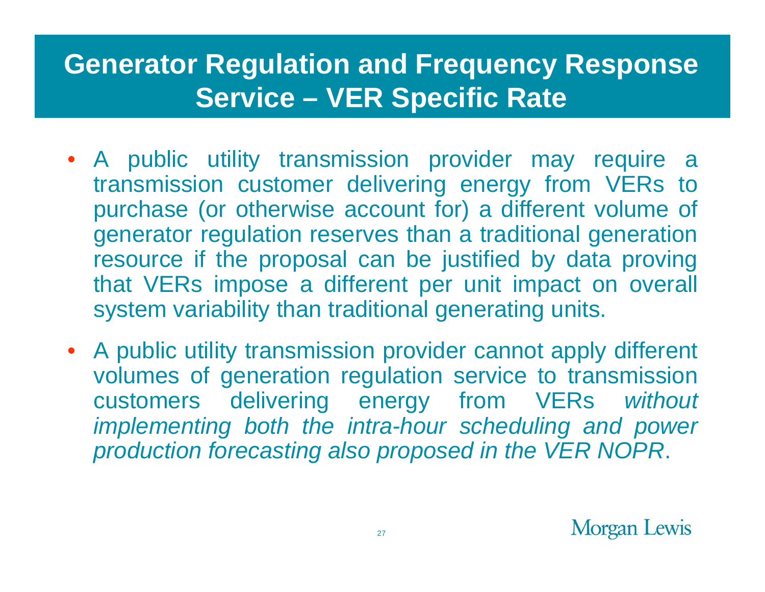# Generator Regulation and Frequency Response Service – VER Specific Rate

- A public utility transmission provider may require a transmission customer delivering energy from VERs to purchase (or otherwise account for) a different volume of generator regulation reserves than a traditional generation resource if the proposal can be justified by data proving that VERs impose a different per unit impact on overall system variability than traditional generating units.
- A public utility transmission provider cannot apply different volumes of generation regulation service to transmission customers delivering energy from VERs *without implementing both the intra-hour scheduling and power production forecasting also proposed in the VER NOPR*.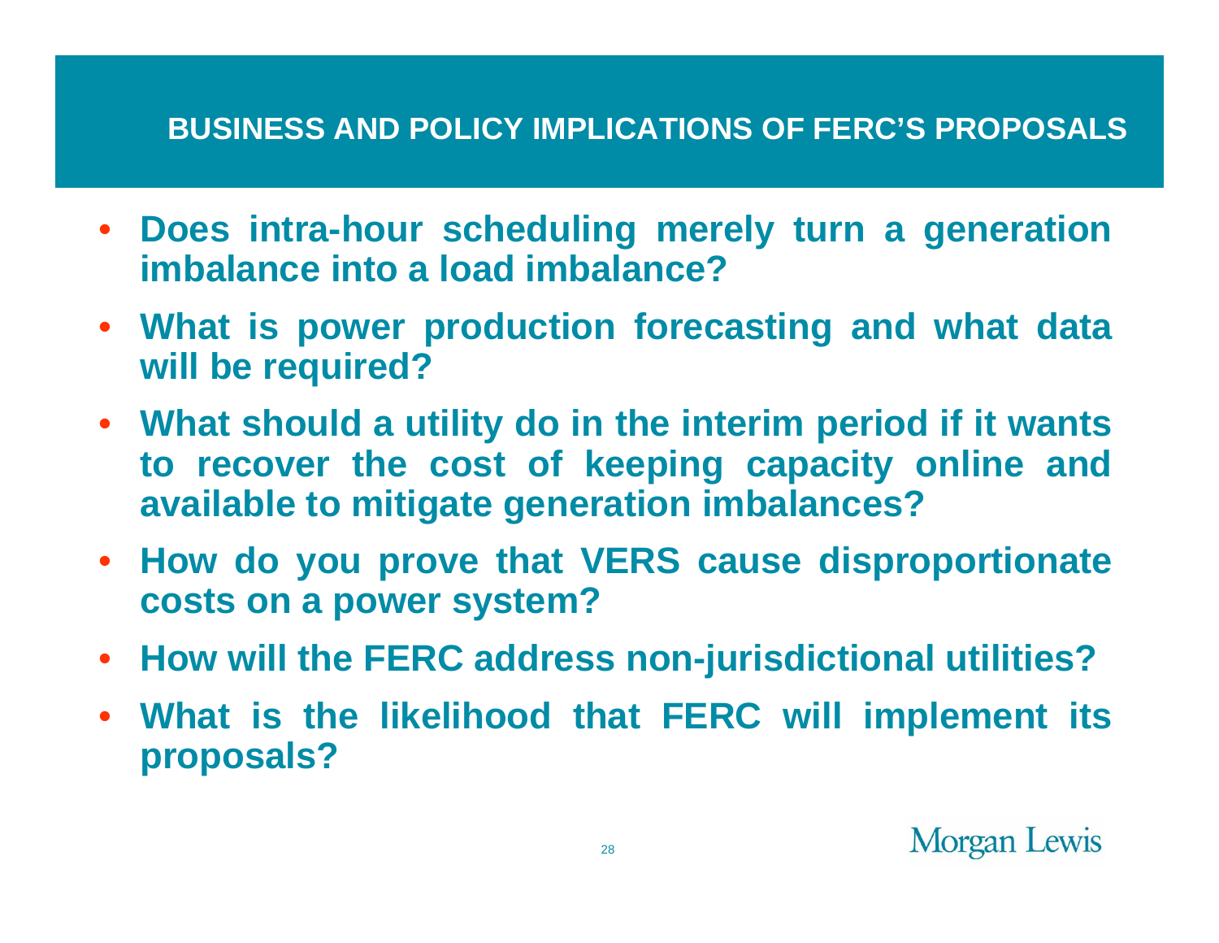## BUSINESS AND POLICY IMPLICATIONS OF FERC'S PROPOSALS

- **Does intra-hour scheduling merely turn a generation imbalance into a load imbalance?**
- **What is power production forecasting and what data will be required?**
- **What should a utility do in the interim period if it wants to recover the cost of keeping capacity online and available to mitigate generation imbalances?**
- **How do you prove that VERS cause disproportionate costs on a power system?**
- **How will the FERC address non-jurisdictional utilities?**
- **What is the likelihood that FERC will implement its proposals?**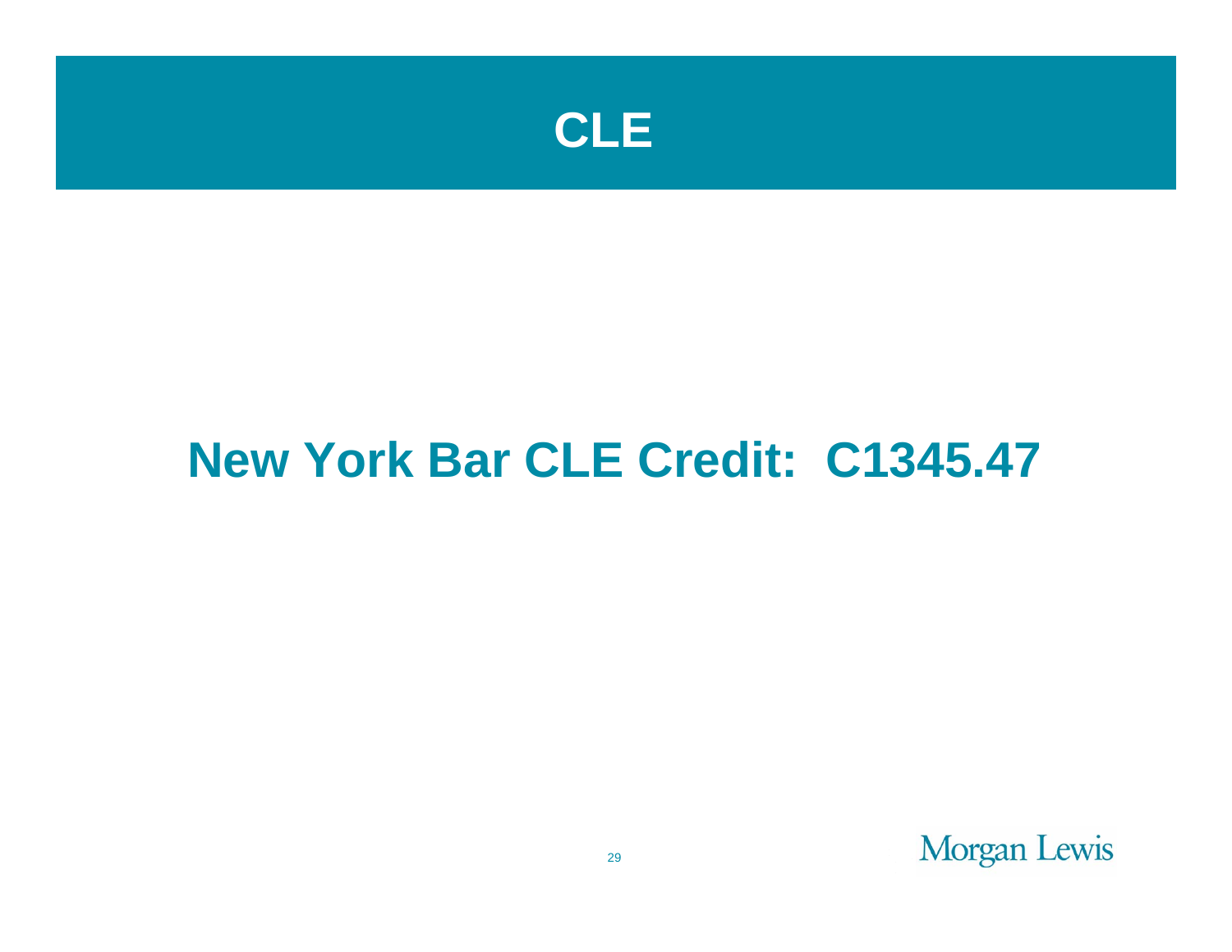# CLE

## New York Bar CLE Credit: C1345.47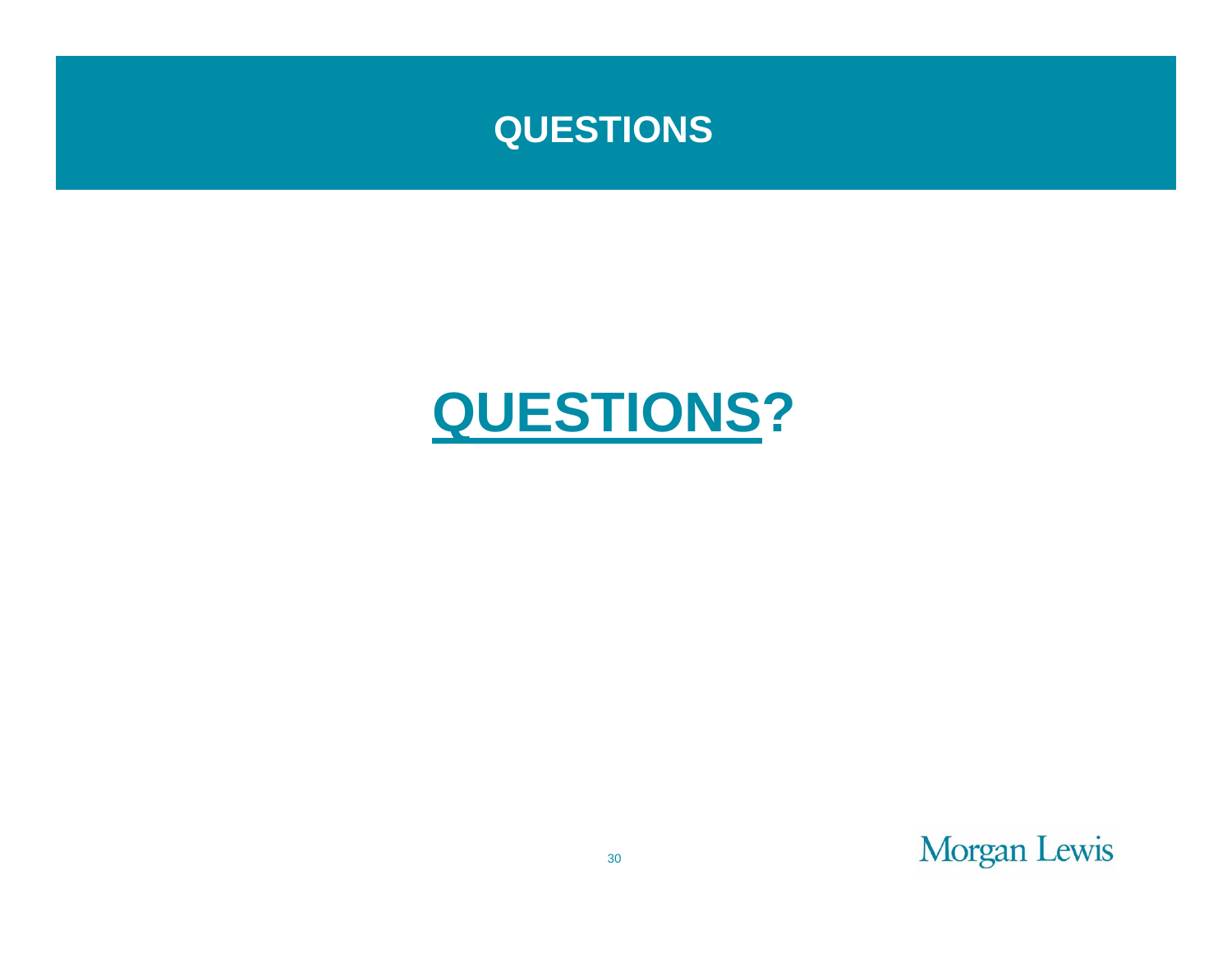# QUESTIONS

**QUESTIONS?**

Morgan Lewis